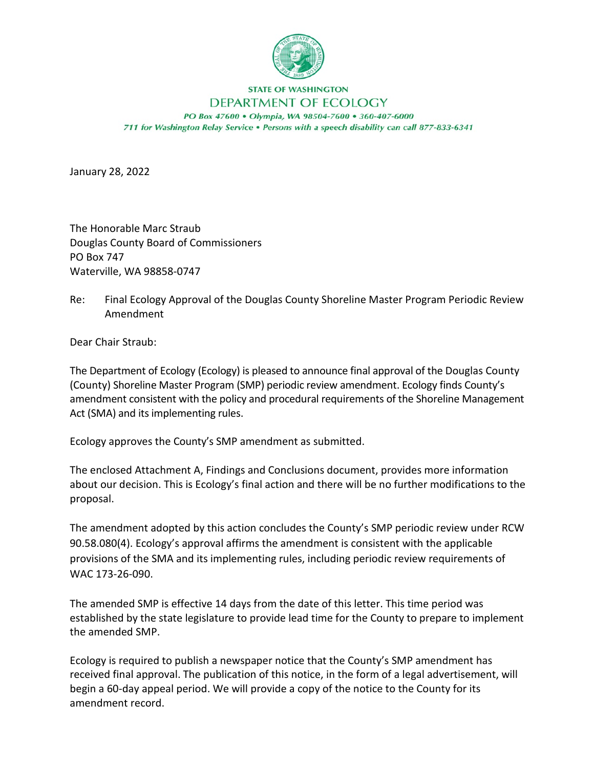STATE OF WASHINGTON

DEPARTMENT OF ECOLOGY

*PO Box 47600 • Olympia, WA 98504-7600 • 360-407-6000*
*711 for Washington Relay Service • Persons with a speech disability can call 877-833-6341*

January 28, 2022

The Honorable Marc Straub
Douglas County Board of Commissioners
PO Box 747
Waterville, WA 98858-0747

Re: Final Ecology Approval of the Douglas County Shoreline Master Program Periodic Review Amendment

Dear Chair Straub:

The Department of Ecology (Ecology) is pleased to announce final approval of the Douglas County (County) Shoreline Master Program (SMP) periodic review amendment. Ecology finds County's amendment consistent with the policy and procedural requirements of the Shoreline Management Act (SMA) and its implementing rules.

Ecology approves the County's SMP amendment as submitted.

The enclosed Attachment A, Findings and Conclusions document, provides more information about our decision. This is Ecology's final action and there will be no further modifications to the proposal.

The amendment adopted by this action concludes the County's SMP periodic review under RCW 90.58.080(4). Ecology's approval affirms the amendment is consistent with the applicable provisions of the SMA and its implementing rules, including periodic review requirements of WAC 173-26-090.

The amended SMP is effective 14 days from the date of this letter. This time period was established by the state legislature to provide lead time for the County to prepare to implement the amended SMP.

Ecology is required to publish a newspaper notice that the County's SMP amendment has received final approval. The publication of this notice, in the form of a legal advertisement, will begin a 60-day appeal period. We will provide a copy of the notice to the County for its amendment record.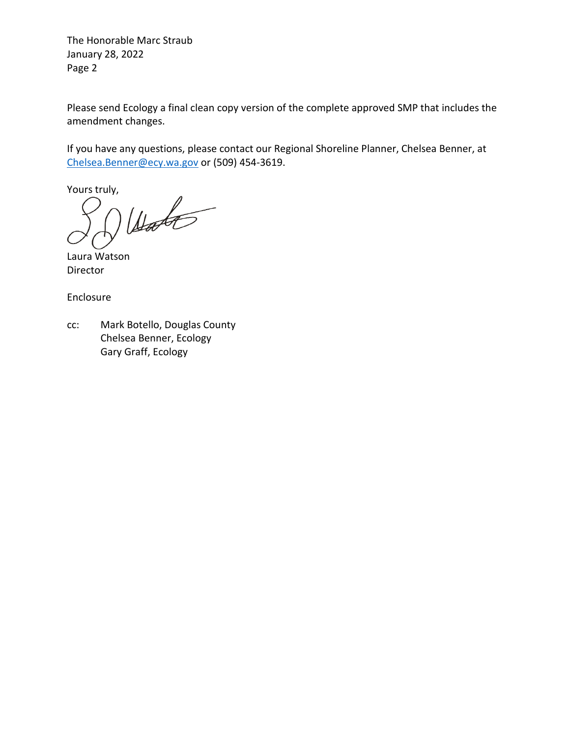Please send Ecology a final clean copy version of the complete approved SMP that includes the amendment changes.

If you have any questions, please contact our Regional Shoreline Planner, Chelsea Benner, at Chelsea.Benner@ecy.wa.gov or (509) 454-3619.

Yours truly,

Laura Watson
Director

Enclosure

cc: Mark Botello, Douglas County
Chelsea Benner, Ecology
Gary Graff, Ecology